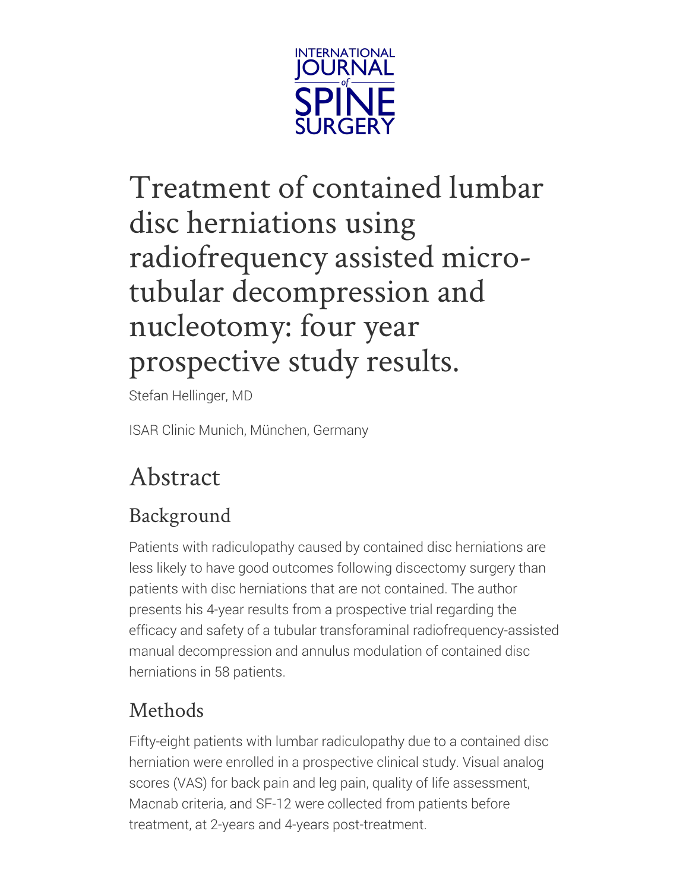INTERNATIONAL JOURNAL of SPINE SURGERY

# Treatment of contained lumbar disc herniations using radiofrequency assisted micro-tubular decompression and nucleotomy: four year prospective study results.

Stefan Hellinger, MD

ISAR Clinic Munich, München, Germany

## Abstract

### Background

Patients with radiculopathy caused by contained disc herniations are less likely to have good outcomes following discectomy surgery than patients with disc herniations that are not contained. The author presents his 4-year results from a prospective trial regarding the efficacy and safety of a tubular transforaminal radiofrequency-assisted manual decompression and annulus modulation of contained disc herniations in 58 patients.

### Methods

Fifty-eight patients with lumbar radiculopathy due to a contained disc herniation were enrolled in a prospective clinical study. Visual analog scores (VAS) for back pain and leg pain, quality of life assessment, Macnab criteria, and SF-12 were collected from patients before treatment, at 2-years and 4-years post-treatment.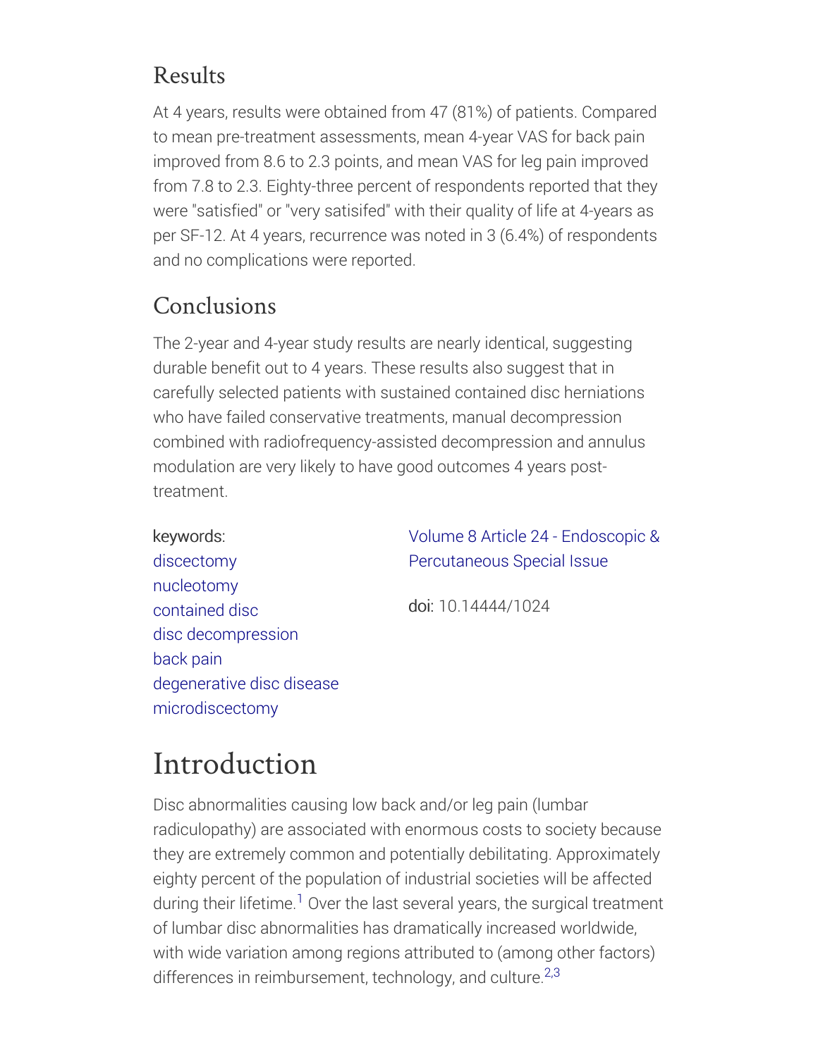## Results

At 4 years, results were obtained from 47 (81%) of patients. Compared to mean pre-treatment assessments, mean 4-year VAS for back pain improved from 8.6 to 2.3 points, and mean VAS for leg pain improved from 7.8 to 2.3. Eighty-three percent of respondents reported that they were "satisfied" or "very satisifed" with their quality of life at 4-years as per SF-12. At 4 years, recurrence was noted in 3 (6.4%) of respondents and no complications were reported.

## Conclusions

The 2-year and 4-year study results are nearly identical, suggesting durable benefit out to 4 years. These results also suggest that in carefully selected patients with sustained contained disc herniations who have failed conservative treatments, manual decompression combined with radiofrequency-assisted decompression and annulus modulation are very likely to have good outcomes 4 years post-treatment.

keywords:
discectomy
nucleotomy
contained disc
disc decompression
back pain
degenerative disc disease
microdiscectomy

Volume 8 Article 24 - Endoscopic & Percutaneous Special Issue

doi: 10.14444/1024

# Introduction

Disc abnormalities causing low back and/or leg pain (lumbar radiculopathy) are associated with enormous costs to society because they are extremely common and potentially debilitating. Approximately eighty percent of the population of industrial societies will be affected during their lifetime.[1] Over the last several years, the surgical treatment of lumbar disc abnormalities has dramatically increased worldwide, with wide variation among regions attributed to (among other factors) differences in reimbursement, technology, and culture.[2,3]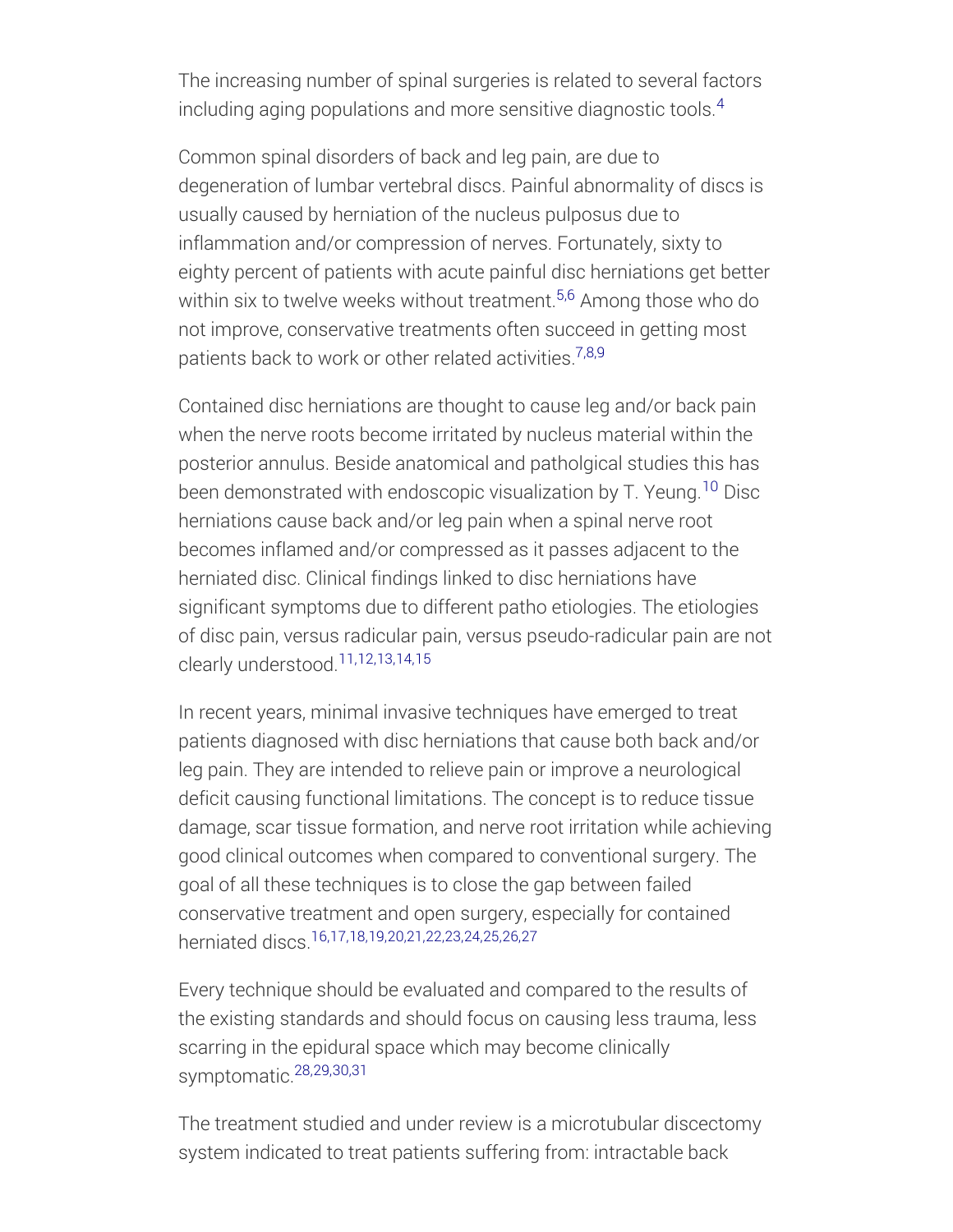The increasing number of spinal surgeries is related to several factors including aging populations and more sensitive diagnostic tools.[4]

Common spinal disorders of back and leg pain, are due to degeneration of lumbar vertebral discs. Painful abnormality of discs is usually caused by herniation of the nucleus pulposus due to inflammation and/or compression of nerves. Fortunately, sixty to eighty percent of patients with acute painful disc herniations get better within six to twelve weeks without treatment.[5,6] Among those who do not improve, conservative treatments often succeed in getting most patients back to work or other related activities.[7,8,9]

Contained disc herniations are thought to cause leg and/or back pain when the nerve roots become irritated by nucleus material within the posterior annulus. Beside anatomical and patholgical studies this has been demonstrated with endoscopic visualization by T. Yeung.[10] Disc herniations cause back and/or leg pain when a spinal nerve root becomes inflamed and/or compressed as it passes adjacent to the herniated disc. Clinical findings linked to disc herniations have significant symptoms due to different patho etiologies. The etiologies of disc pain, versus radicular pain, versus pseudo-radicular pain are not clearly understood.[11,12,13,14,15]

In recent years, minimal invasive techniques have emerged to treat patients diagnosed with disc herniations that cause both back and/or leg pain. They are intended to relieve pain or improve a neurological deficit causing functional limitations. The concept is to reduce tissue damage, scar tissue formation, and nerve root irritation while achieving good clinical outcomes when compared to conventional surgery. The goal of all these techniques is to close the gap between failed conservative treatment and open surgery, especially for contained herniated discs.[16,17,18,19,20,21,22,23,24,25,26,27]

Every technique should be evaluated and compared to the results of the existing standards and should focus on causing less trauma, less scarring in the epidural space which may become clinically symptomatic.[28,29,30,31]

The treatment studied and under review is a microtubular discectomy system indicated to treat patients suffering from: intractable back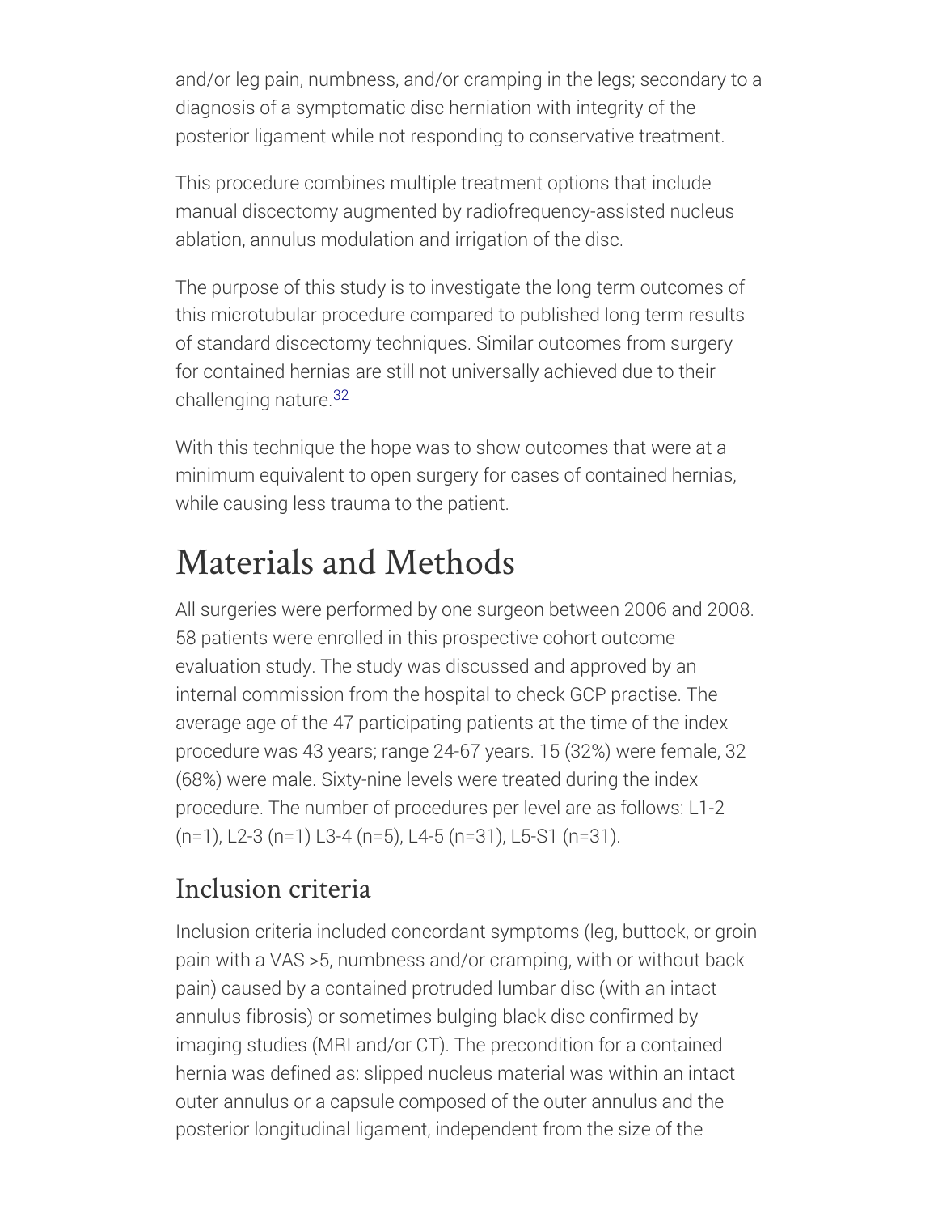and/or leg pain, numbness, and/or cramping in the legs; secondary to a diagnosis of a symptomatic disc herniation with integrity of the posterior ligament while not responding to conservative treatment.

This procedure combines multiple treatment options that include manual discectomy augmented by radiofrequency-assisted nucleus ablation, annulus modulation and irrigation of the disc.

The purpose of this study is to investigate the long term outcomes of this microtubular procedure compared to published long term results of standard discectomy techniques. Similar outcomes from surgery for contained hernias are still not universally achieved due to their challenging nature.[32]

With this technique the hope was to show outcomes that were at a minimum equivalent to open surgery for cases of contained hernias, while causing less trauma to the patient.

# Materials and Methods

All surgeries were performed by one surgeon between 2006 and 2008. 58 patients were enrolled in this prospective cohort outcome evaluation study. The study was discussed and approved by an internal commission from the hospital to check GCP practise. The average age of the 47 participating patients at the time of the index procedure was 43 years; range 24-67 years. 15 (32%) were female, 32 (68%) were male. Sixty-nine levels were treated during the index procedure. The number of procedures per level are as follows: L1-2 (n=1), L2-3 (n=1) L3-4 (n=5), L4-5 (n=31), L5-S1 (n=31).

## Inclusion criteria

Inclusion criteria included concordant symptoms (leg, buttock, or groin pain with a VAS >5, numbness and/or cramping, with or without back pain) caused by a contained protruded lumbar disc (with an intact annulus fibrosis) or sometimes bulging black disc confirmed by imaging studies (MRI and/or CT). The precondition for a contained hernia was defined as: slipped nucleus material was within an intact outer annulus or a capsule composed of the outer annulus and the posterior longitudinal ligament, independent from the size of the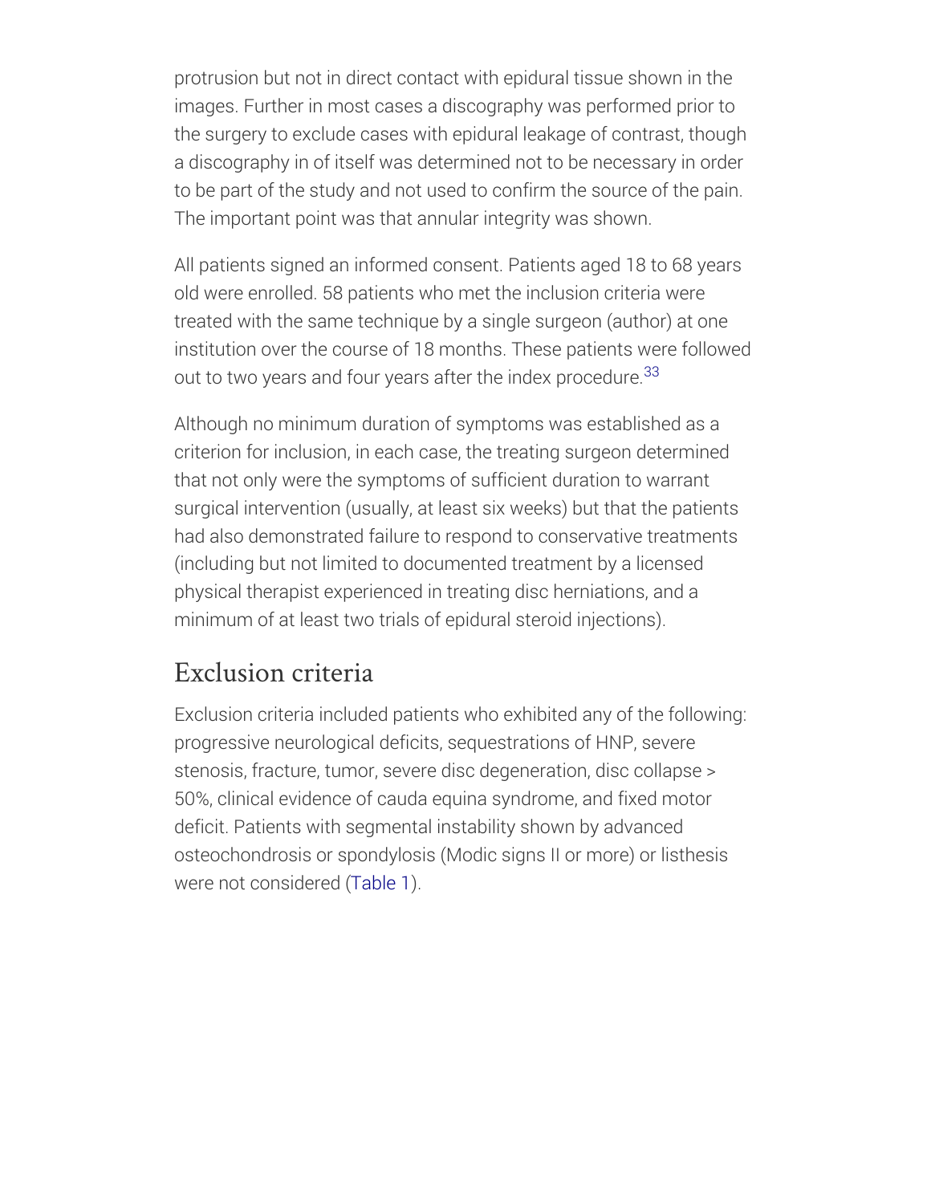protrusion but not in direct contact with epidural tissue shown in the images. Further in most cases a discography was performed prior to the surgery to exclude cases with epidural leakage of contrast, though a discography in of itself was determined not to be necessary in order to be part of the study and not used to confirm the source of the pain. The important point was that annular integrity was shown.

All patients signed an informed consent. Patients aged 18 to 68 years old were enrolled. 58 patients who met the inclusion criteria were treated with the same technique by a single surgeon (author) at one institution over the course of 18 months. These patients were followed out to two years and four years after the index procedure.[33]

Although no minimum duration of symptoms was established as a criterion for inclusion, in each case, the treating surgeon determined that not only were the symptoms of sufficient duration to warrant surgical intervention (usually, at least six weeks) but that the patients had also demonstrated failure to respond to conservative treatments (including but not limited to documented treatment by a licensed physical therapist experienced in treating disc herniations, and a minimum of at least two trials of epidural steroid injections).

## Exclusion criteria

Exclusion criteria included patients who exhibited any of the following: progressive neurological deficits, sequestrations of HNP, severe stenosis, fracture, tumor, severe disc degeneration, disc collapse > 50%, clinical evidence of cauda equina syndrome, and fixed motor deficit. Patients with segmental instability shown by advanced osteochondrosis or spondylosis (Modic signs II or more) or listhesis were not considered (Table 1).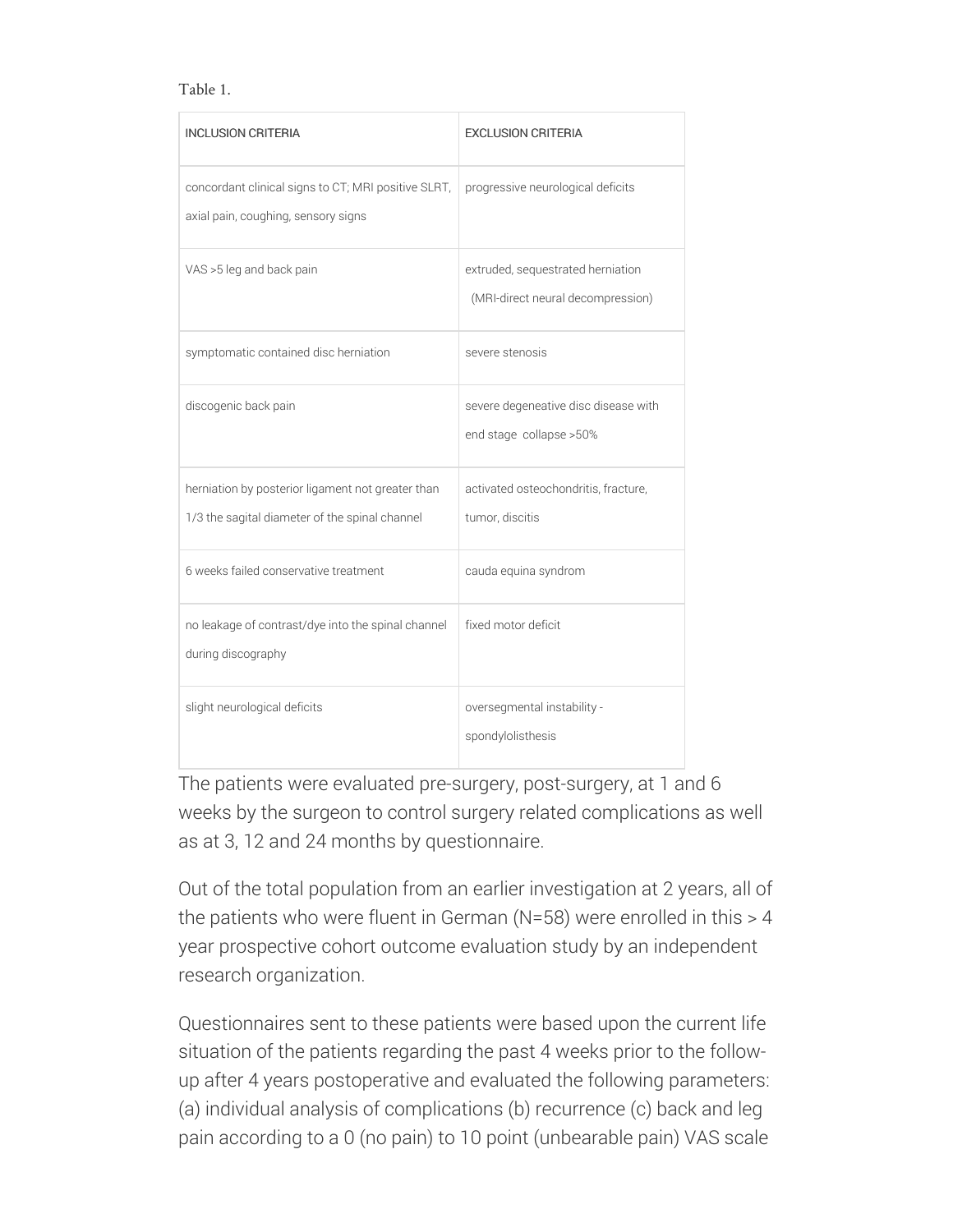Table 1.

| INCLUSION CRITERIA | EXCLUSION CRITERIA |
| --- | --- |
| concordant clinical signs to CT; MRI positive SLRT, axial pain, coughing, sensory signs | progressive neurological deficits |
| VAS >5 leg and back pain | extruded, sequestrated herniation (MRI-direct neural decompression) |
| symptomatic contained disc herniation | severe stenosis |
| discogenic back pain | severe degeneative disc disease with end stage collapse >50% |
| herniation by posterior ligament not greater than 1/3 the sagital diameter of the spinal channel | activated osteochondritis, fracture, tumor, discitis |
| 6 weeks failed conservative treatment | cauda equina syndrom |
| no leakage of contrast/dye into the spinal channel during discography | fixed motor deficit |
| slight neurological deficits | oversegmental instability - spondylolisthesis |

The patients were evaluated pre-surgery, post-surgery, at 1 and 6 weeks by the surgeon to control surgery related complications as well as at 3, 12 and 24 months by questionnaire.

Out of the total population from an earlier investigation at 2 years, all of the patients who were fluent in German (N=58) were enrolled in this > 4 year prospective cohort outcome evaluation study by an independent research organization.

Questionnaires sent to these patients were based upon the current life situation of the patients regarding the past 4 weeks prior to the follow-up after 4 years postoperative and evaluated the following parameters: (a) individual analysis of complications (b) recurrence (c) back and leg pain according to a 0 (no pain) to 10 point (unbearable pain) VAS scale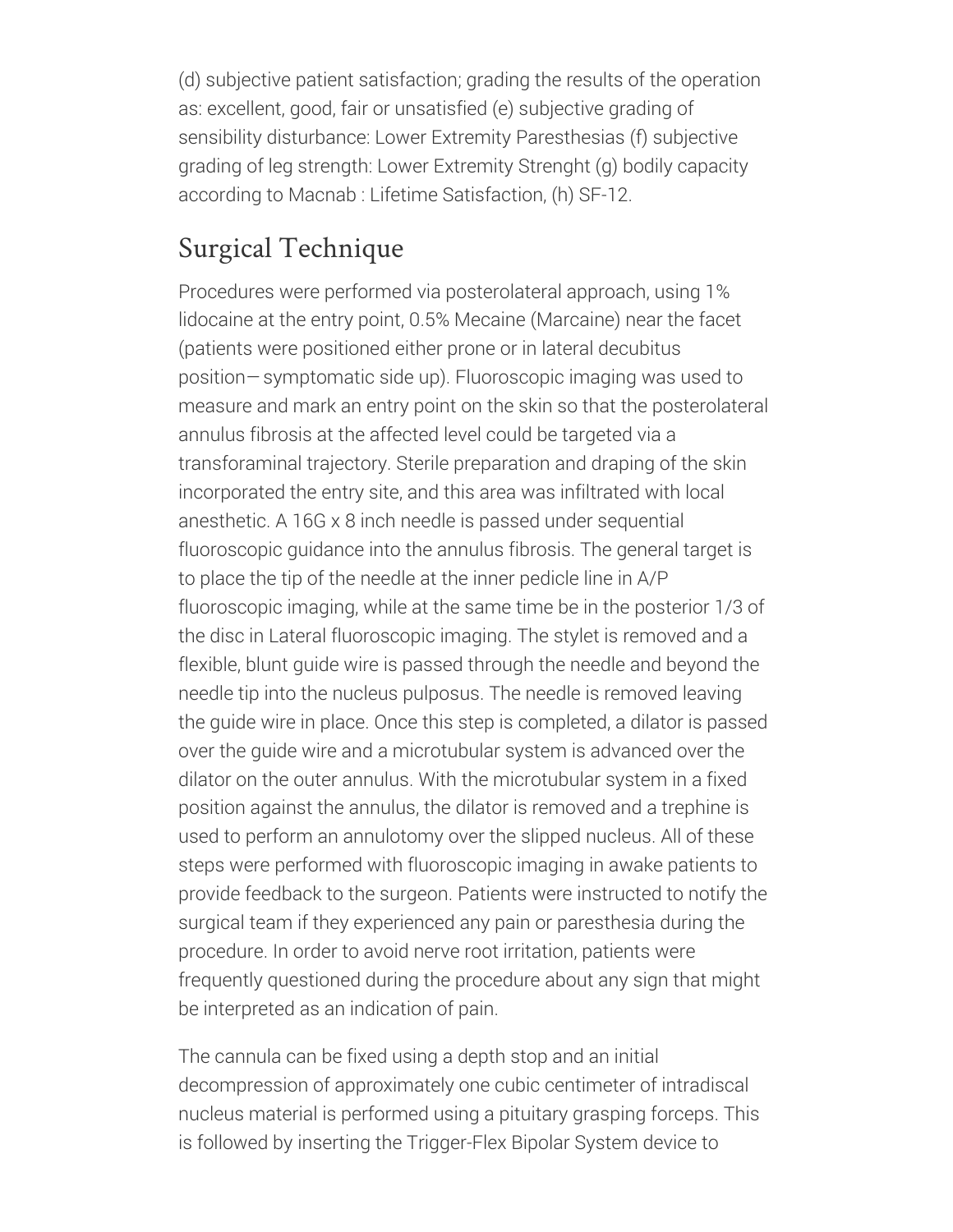(d) subjective patient satisfaction; grading the results of the operation as: excellent, good, fair or unsatisfied (e) subjective grading of sensibility disturbance: Lower Extremity Paresthesias (f) subjective grading of leg strength: Lower Extremity Strenght (g) bodily capacity according to Macnab : Lifetime Satisfaction, (h) SF-12.

## Surgical Technique

Procedures were performed via posterolateral approach, using 1% lidocaine at the entry point, 0.5% Mecaine (Marcaine) near the facet (patients were positioned either prone or in lateral decubitus position— symptomatic side up). Fluoroscopic imaging was used to measure and mark an entry point on the skin so that the posterolateral annulus fibrosis at the affected level could be targeted via a transforaminal trajectory. Sterile preparation and draping of the skin incorporated the entry site, and this area was infiltrated with local anesthetic. A 16G x 8 inch needle is passed under sequential fluoroscopic guidance into the annulus fibrosis. The general target is to place the tip of the needle at the inner pedicle line in A/P fluoroscopic imaging, while at the same time be in the posterior 1/3 of the disc in Lateral fluoroscopic imaging. The stylet is removed and a flexible, blunt guide wire is passed through the needle and beyond the needle tip into the nucleus pulposus. The needle is removed leaving the guide wire in place. Once this step is completed, a dilator is passed over the guide wire and a microtubular system is advanced over the dilator on the outer annulus. With the microtubular system in a fixed position against the annulus, the dilator is removed and a trephine is used to perform an annulotomy over the slipped nucleus. All of these steps were performed with fluoroscopic imaging in awake patients to provide feedback to the surgeon. Patients were instructed to notify the surgical team if they experienced any pain or paresthesia during the procedure. In order to avoid nerve root irritation, patients were frequently questioned during the procedure about any sign that might be interpreted as an indication of pain.

The cannula can be fixed using a depth stop and an initial decompression of approximately one cubic centimeter of intradiscal nucleus material is performed using a pituitary grasping forceps. This is followed by inserting the Trigger-Flex Bipolar System device to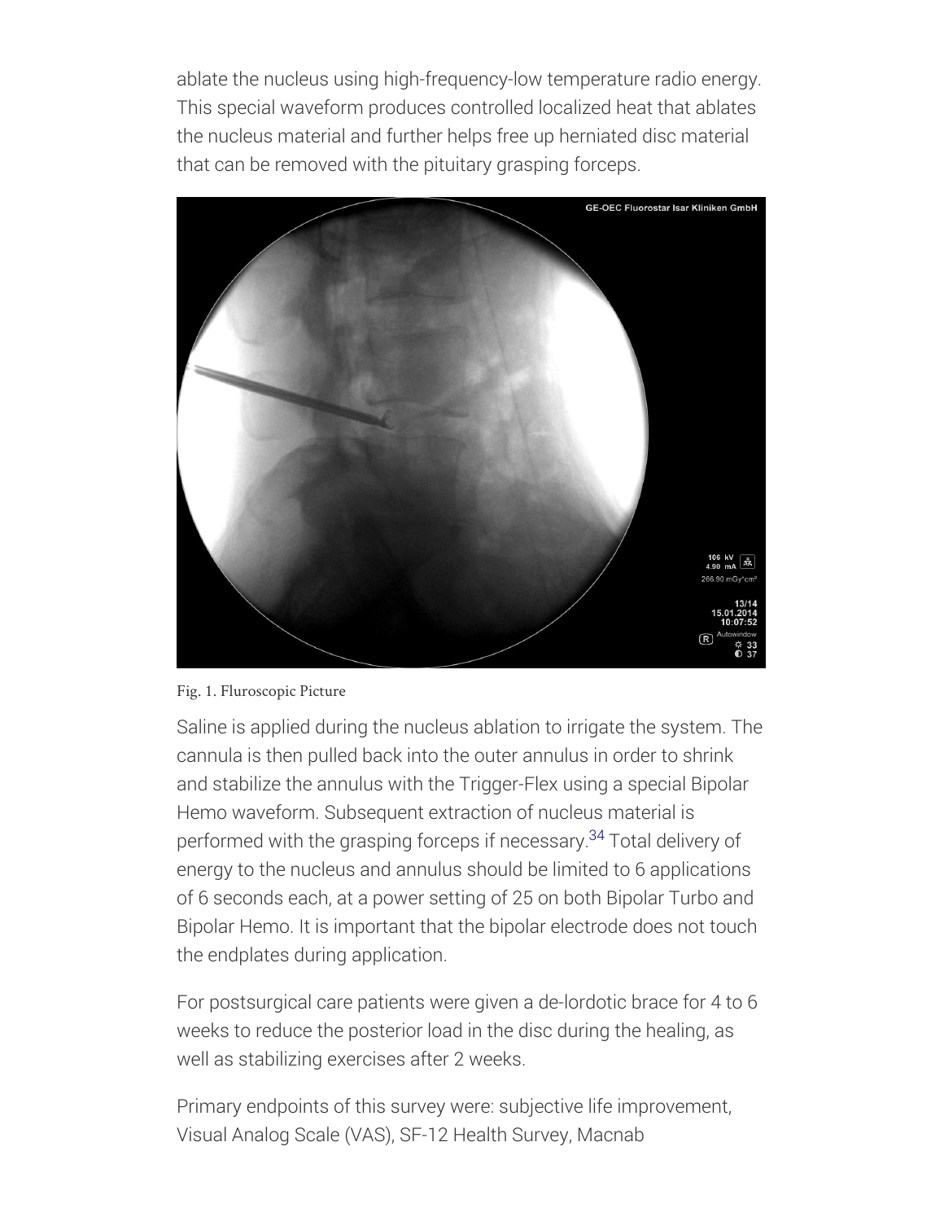ablate the nucleus using high-frequency-low temperature radio energy. This special waveform produces controlled localized heat that ablates the nucleus material and further helps free up herniated disc material that can be removed with the pituitary grasping forceps.

Fig. 1. Fluroscopic Picture

Saline is applied during the nucleus ablation to irrigate the system. The cannula is then pulled back into the outer annulus in order to shrink and stabilize the annulus with the Trigger-Flex using a special Bipolar Hemo waveform. Subsequent extraction of nucleus material is performed with the grasping forceps if necessary.[34] Total delivery of energy to the nucleus and annulus should be limited to 6 applications of 6 seconds each, at a power setting of 25 on both Bipolar Turbo and Bipolar Hemo. It is important that the bipolar electrode does not touch the endplates during application.

For postsurgical care patients were given a de-lordotic brace for 4 to 6 weeks to reduce the posterior load in the disc during the healing, as well as stabilizing exercises after 2 weeks.

Primary endpoints of this survey were: subjective life improvement, Visual Analog Scale (VAS), SF-12 Health Survey, Macnab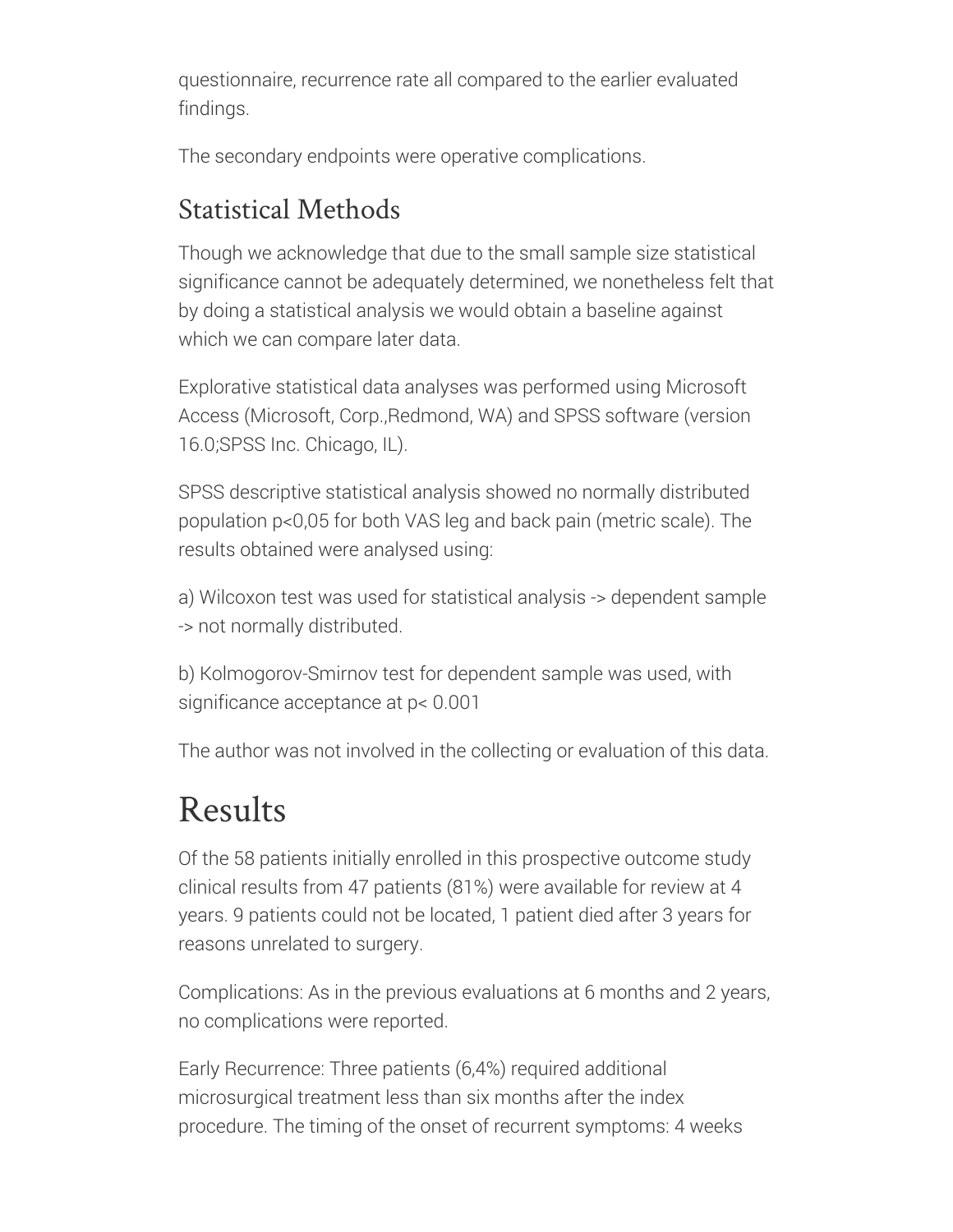questionnaire, recurrence rate all compared to the earlier evaluated findings.

The secondary endpoints were operative complications.

## Statistical Methods

Though we acknowledge that due to the small sample size statistical significance cannot be adequately determined, we nonetheless felt that by doing a statistical analysis we would obtain a baseline against which we can compare later data.

Explorative statistical data analyses was performed using Microsoft Access (Microsoft, Corp.,Redmond, WA) and SPSS software (version 16.0;SPSS Inc. Chicago, IL).

SPSS descriptive statistical analysis showed no normally distributed population $p<0,05$ for both VAS leg and back pain (metric scale). The results obtained were analysed using:

a) Wilcoxon test was used for statistical analysis -> dependent sample -> not normally distributed.

b) Kolmogorov-Smirnov test for dependent sample was used, with significance acceptance at $p< 0.001$

The author was not involved in the collecting or evaluation of this data.

# Results

Of the 58 patients initially enrolled in this prospective outcome study clinical results from 47 patients (81%) were available for review at 4 years. 9 patients could not be located, 1 patient died after 3 years for reasons unrelated to surgery.

Complications: As in the previous evaluations at 6 months and 2 years, no complications were reported.

Early Recurrence: Three patients (6,4%) required additional microsurgical treatment less than six months after the index procedure. The timing of the onset of recurrent symptoms: 4 weeks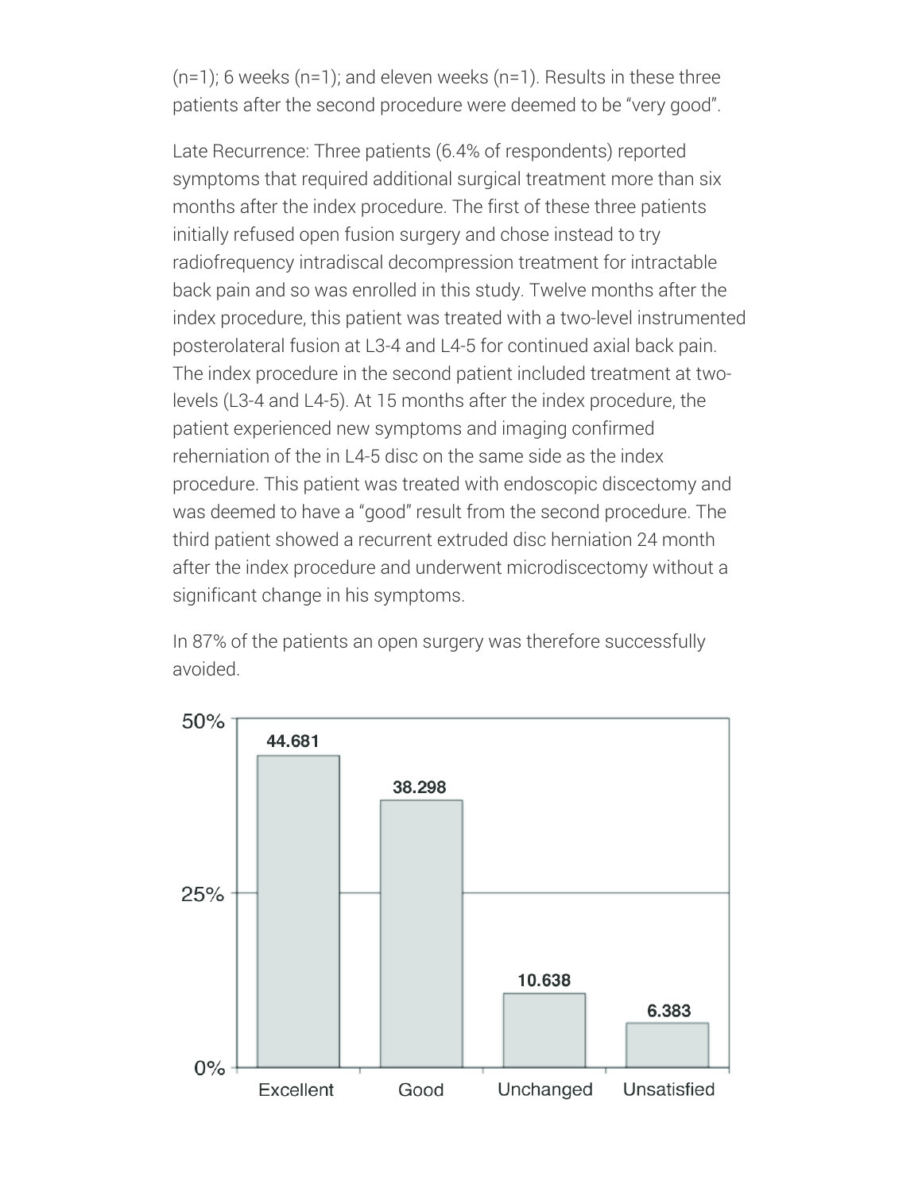(n=1); 6 weeks (n=1); and eleven weeks (n=1). Results in these three patients after the second procedure were deemed to be "very good".

Late Recurrence: Three patients (6.4% of respondents) reported symptoms that required additional surgical treatment more than six months after the index procedure. The first of these three patients initially refused open fusion surgery and chose instead to try radiofrequency intradiscal decompression treatment for intractable back pain and so was enrolled in this study. Twelve months after the index procedure, this patient was treated with a two-level instrumented posterolateral fusion at L3-4 and L4-5 for continued axial back pain. The index procedure in the second patient included treatment at two-levels (L3-4 and L4-5). At 15 months after the index procedure, the patient experienced new symptoms and imaging confirmed reherniation of the in L4-5 disc on the same side as the index procedure. This patient was treated with endoscopic discectomy and was deemed to have a "good" result from the second procedure. The third patient showed a recurrent extruded disc herniation 24 month after the index procedure and underwent microdiscectomy without a significant change in his symptoms.

In 87% of the patients an open surgery was therefore successfully avoided.

| Excellent | Good | Unchanged | Unsatisfied |
| --- | --- | --- | --- |
| 44.681 | 38.298 | 10.638 | 6.383 |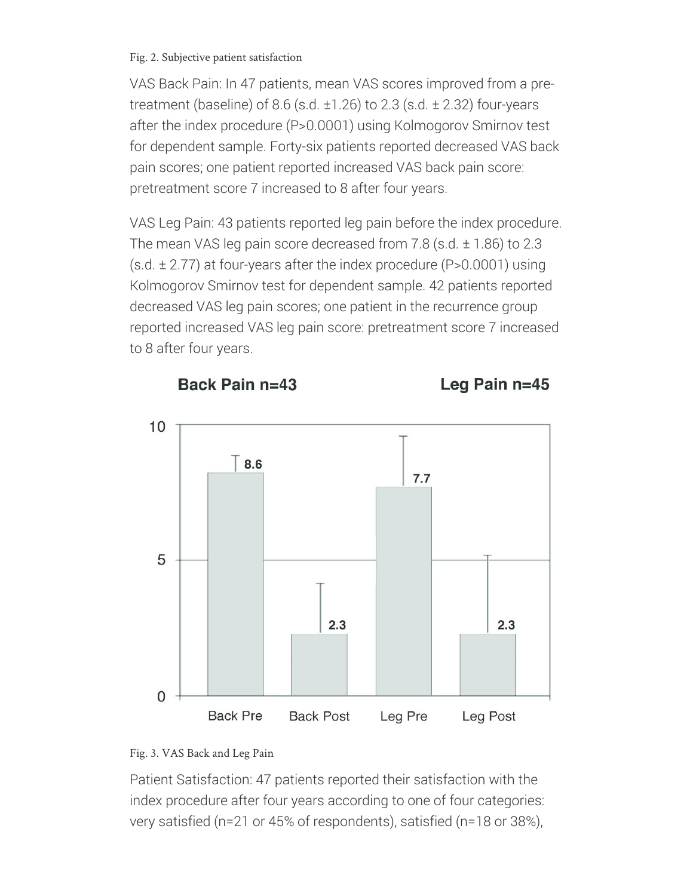Fig. 2. Subjective patient satisfaction

VAS Back Pain: In 47 patients, mean VAS scores improved from a pre-treatment (baseline) of 8.6 (s.d. ±1.26) to 2.3 (s.d. ± 2.32) four-years after the index procedure (P>0.0001) using Kolmogorov Smirnov test for dependent sample. Forty-six patients reported decreased VAS back pain scores; one patient reported increased VAS back pain score: pretreatment score 7 increased to 8 after four years.

VAS Leg Pain: 43 patients reported leg pain before the index procedure. The mean VAS leg pain score decreased from 7.8 (s.d. ± 1.86) to 2.3 (s.d. ± 2.77) at four-years after the index procedure (P>0.0001) using Kolmogorov Smirnov test for dependent sample. 42 patients reported decreased VAS leg pain scores; one patient in the recurrence group reported increased VAS leg pain score: pretreatment score 7 increased to 8 after four years.

Fig. 3. VAS Back and Leg Pain

Patient Satisfaction: 47 patients reported their satisfaction with the index procedure after four years according to one of four categories: very satisfied (n=21 or 45% of respondents), satisfied (n=18 or 38%),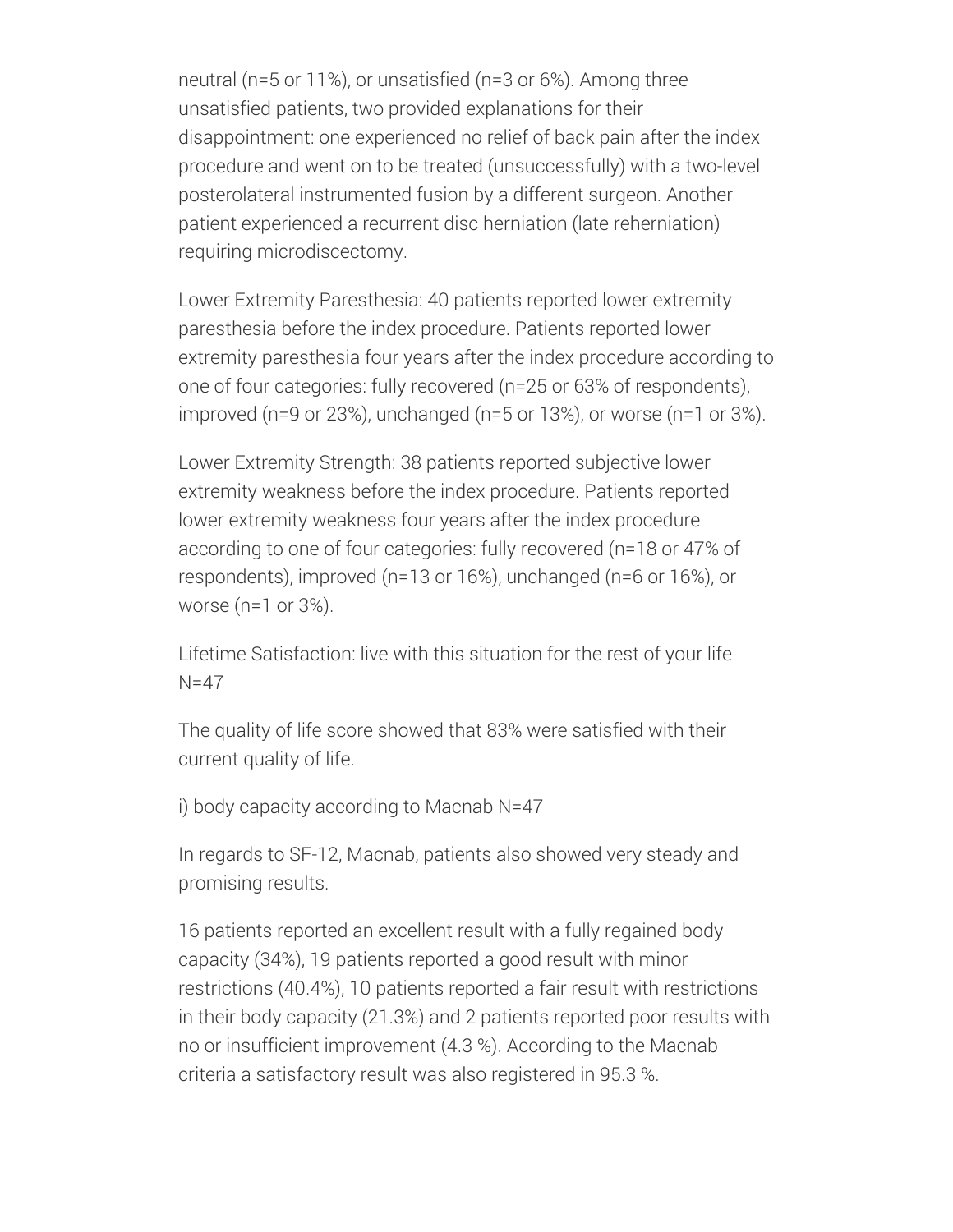neutral (n=5 or 11%), or unsatisfied (n=3 or 6%). Among three unsatisfied patients, two provided explanations for their disappointment: one experienced no relief of back pain after the index procedure and went on to be treated (unsuccessfully) with a two-level posterolateral instrumented fusion by a different surgeon. Another patient experienced a recurrent disc herniation (late reherniation) requiring microdiscectomy.

Lower Extremity Paresthesia: 40 patients reported lower extremity paresthesia before the index procedure. Patients reported lower extremity paresthesia four years after the index procedure according to one of four categories: fully recovered (n=25 or 63% of respondents), improved (n=9 or 23%), unchanged (n=5 or 13%), or worse (n=1 or 3%).

Lower Extremity Strength: 38 patients reported subjective lower extremity weakness before the index procedure. Patients reported lower extremity weakness four years after the index procedure according to one of four categories: fully recovered (n=18 or 47% of respondents), improved (n=13 or 16%), unchanged (n=6 or 16%), or worse (n=1 or 3%).

Lifetime Satisfaction: live with this situation for the rest of your life N=47

The quality of life score showed that 83% were satisfied with their current quality of life.

i) body capacity according to Macnab N=47

In regards to SF-12, Macnab, patients also showed very steady and promising results.

16 patients reported an excellent result with a fully regained body capacity (34%), 19 patients reported a good result with minor restrictions (40.4%), 10 patients reported a fair result with restrictions in their body capacity (21.3%) and 2 patients reported poor results with no or insufficient improvement (4.3 %). According to the Macnab criteria a satisfactory result was also registered in 95.3 %.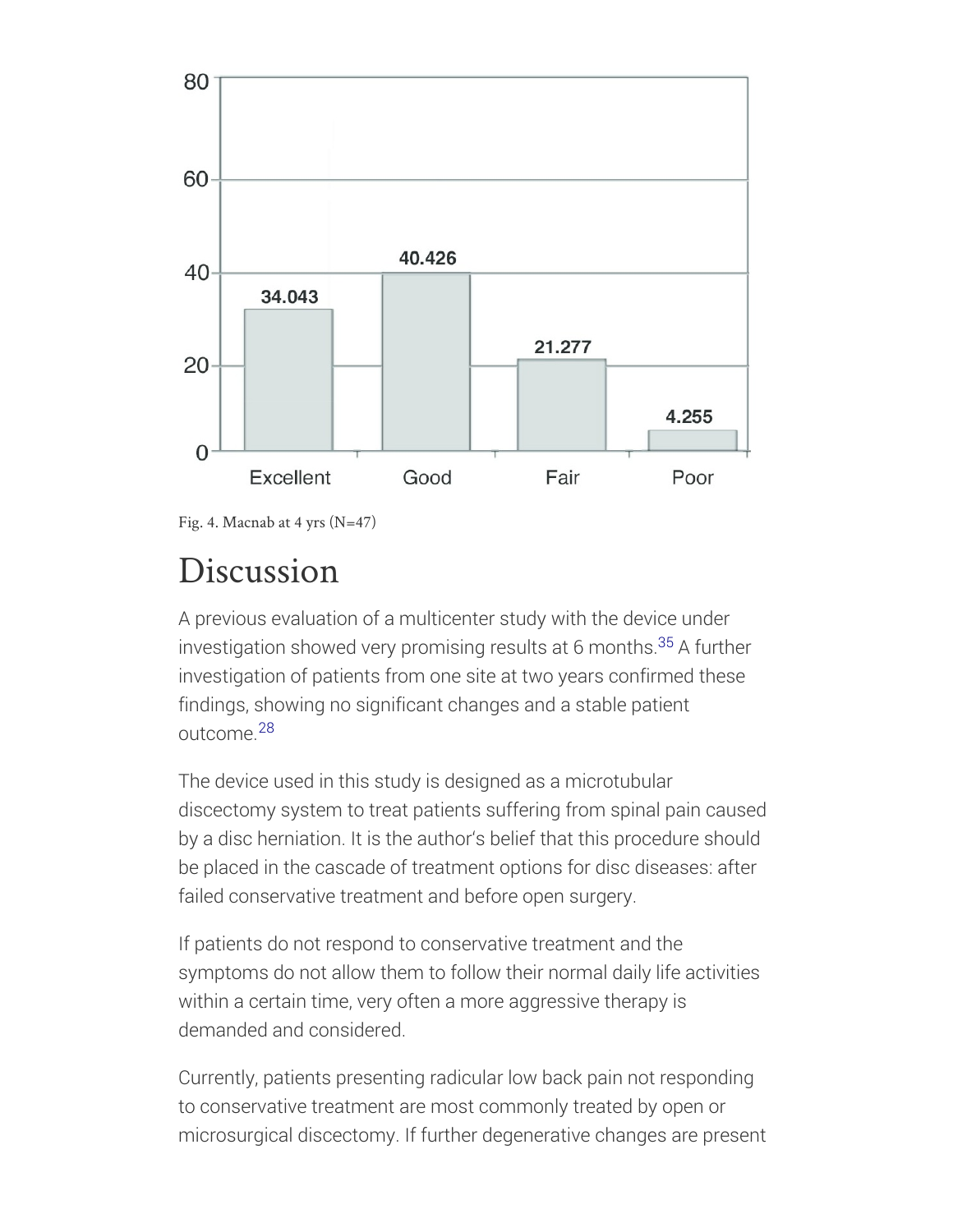Fig. 4. Macnab at 4 yrs (N=47)

# Discussion

A previous evaluation of a multicenter study with the device under investigation showed very promising results at 6 months.[35] A further investigation of patients from one site at two years confirmed these findings, showing no significant changes and a stable patient outcome.[28]

The device used in this study is designed as a microtubular discectomy system to treat patients suffering from spinal pain caused by a disc herniation. It is the author's belief that this procedure should be placed in the cascade of treatment options for disc diseases: after failed conservative treatment and before open surgery.

If patients do not respond to conservative treatment and the symptoms do not allow them to follow their normal daily life activities within a certain time, very often a more aggressive therapy is demanded and considered.

Currently, patients presenting radicular low back pain not responding to conservative treatment are most commonly treated by open or microsurgical discectomy. If further degenerative changes are present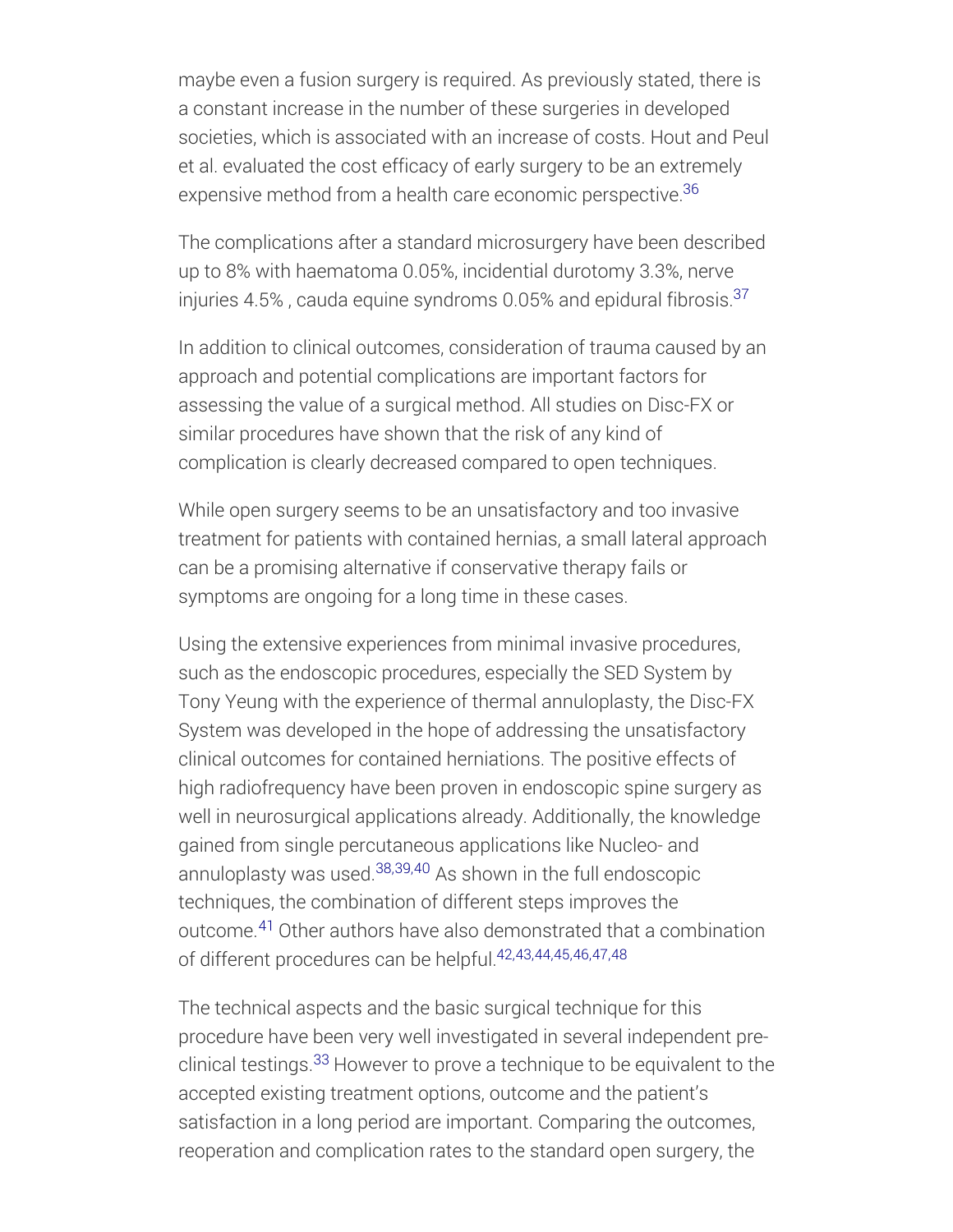maybe even a fusion surgery is required. As previously stated, there is a constant increase in the number of these surgeries in developed societies, which is associated with an increase of costs. Hout and Peul et al. evaluated the cost efficacy of early surgery to be an extremely expensive method from a health care economic perspective.[36]

The complications after a standard microsurgery have been described up to 8% with haematoma 0.05%, incidential durotomy 3.3%, nerve injuries 4.5% , cauda equine syndroms 0.05% and epidural fibrosis.[37]

In addition to clinical outcomes, consideration of trauma caused by an approach and potential complications are important factors for assessing the value of a surgical method. All studies on Disc-FX or similar procedures have shown that the risk of any kind of complication is clearly decreased compared to open techniques.

While open surgery seems to be an unsatisfactory and too invasive treatment for patients with contained hernias, a small lateral approach can be a promising alternative if conservative therapy fails or symptoms are ongoing for a long time in these cases.

Using the extensive experiences from minimal invasive procedures, such as the endoscopic procedures, especially the SED System by Tony Yeung with the experience of thermal annuloplasty, the Disc-FX System was developed in the hope of addressing the unsatisfactory clinical outcomes for contained herniations. The positive effects of high radiofrequency have been proven in endoscopic spine surgery as well in neurosurgical applications already. Additionally, the knowledge gained from single percutaneous applications like Nucleo- and annuloplasty was used.[38,39,40] As shown in the full endoscopic techniques, the combination of different steps improves the outcome.[41] Other authors have also demonstrated that a combination of different procedures can be helpful.[42,43,44,45,46,47,48]

The technical aspects and the basic surgical technique for this procedure have been very well investigated in several independent pre-clinical testings.[33] However to prove a technique to be equivalent to the accepted existing treatment options, outcome and the patient's satisfaction in a long period are important. Comparing the outcomes, reoperation and complication rates to the standard open surgery, the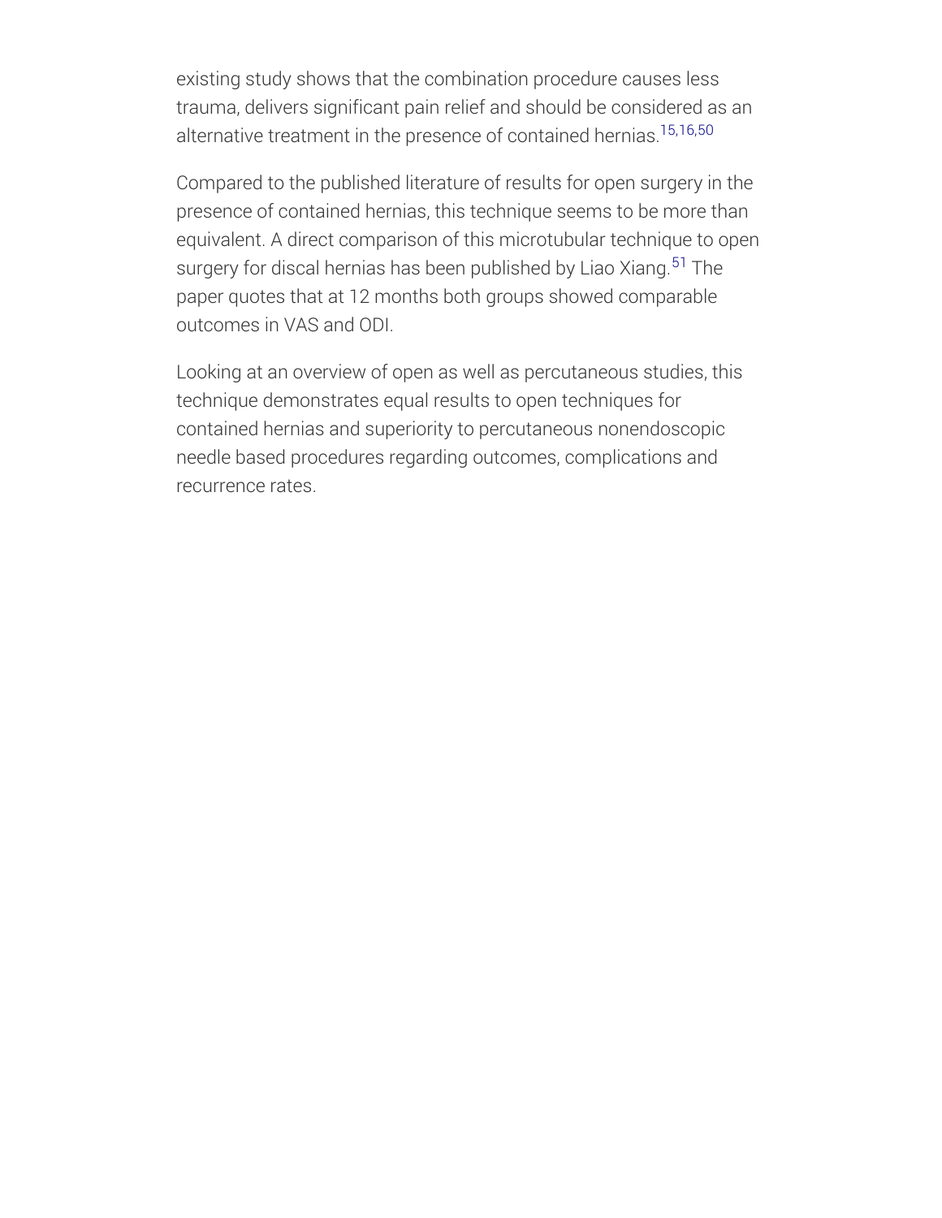existing study shows that the combination procedure causes less trauma, delivers significant pain relief and should be considered as an alternative treatment in the presence of contained hernias.[15,16,50]

Compared to the published literature of results for open surgery in the presence of contained hernias, this technique seems to be more than equivalent. A direct comparison of this microtubular technique to open surgery for discal hernias has been published by Liao Xiang.[51] The paper quotes that at 12 months both groups showed comparable outcomes in VAS and ODI.

Looking at an overview of open as well as percutaneous studies, this technique demonstrates equal results to open techniques for contained hernias and superiority to percutaneous nonendoscopic needle based procedures regarding outcomes, complications and recurrence rates.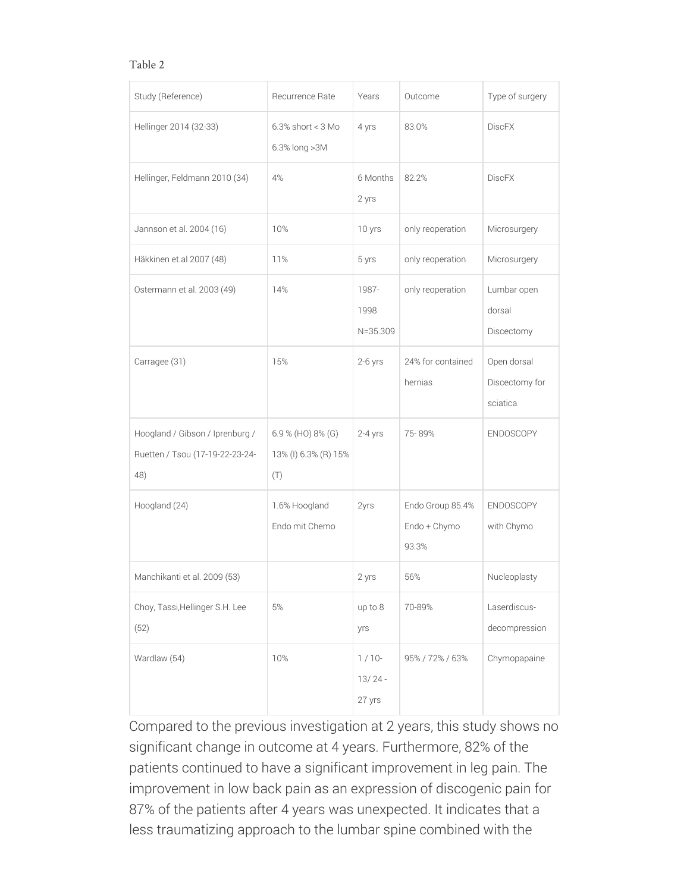Table 2

| Study (Reference) | Recurrence Rate | Years | Outcome | Type of surgery |
|---|---|---|---|---|
| Hellinger 2014 (32-33) | 6.3% short < 3 Mo 6.3% long >3M | 4 yrs | 83.0% | DiscFX |
| Hellinger, Feldmann 2010 (34) | 4% | 6 Months 2 yrs | 82.2% | DiscFX |
| Jannson et al. 2004 (16) | 10% | 10 yrs | only reoperation | Microsurgery |
| Häkkinen et.al 2007 (48) | 11% | 5 yrs | only reoperation | Microsurgery |
| Ostermann et al. 2003 (49) | 14% | 1987-1998 N=35.309 | only reoperation | Lumbar open dorsal Discectomy |
| Carragee (31) | 15% | 2-6 yrs | 24% for contained hernias | Open dorsal Discectomy for sciatica |
| Hoogland / Gibson / Iprenburg / Ruetten / Tsou (17-19-22-23-24-48) | 6.9 % (HO) 8% (G) 13% (I) 6.3% (R) 15% (T) | 2-4 yrs | 75- 89% | ENDOSCOPY |
| Hoogland (24) | 1.6% Hoogland Endo mit Chemo | 2yrs | Endo Group 85.4% Endo + Chymo 93.3% | ENDOSCOPY with Chymo |
| Manchikanti et al. 2009 (53) | | 2 yrs | 56% | Nucleoplasty |
| Choy, Tassi,Hellinger S.H. Lee (52) | 5% | up to 8 yrs | 70-89% | Laserdiscus-decompression |
| Wardlaw (54) | 10% | 1 / 10-13/ 24 - 27 yrs | 95% / 72% / 63% | Chymopapaine |

Compared to the previous investigation at 2 years, this study shows no significant change in outcome at 4 years. Furthermore, 82% of the patients continued to have a significant improvement in leg pain. The improvement in low back pain as an expression of discogenic pain for 87% of the patients after 4 years was unexpected. It indicates that a less traumatizing approach to the lumbar spine combined with the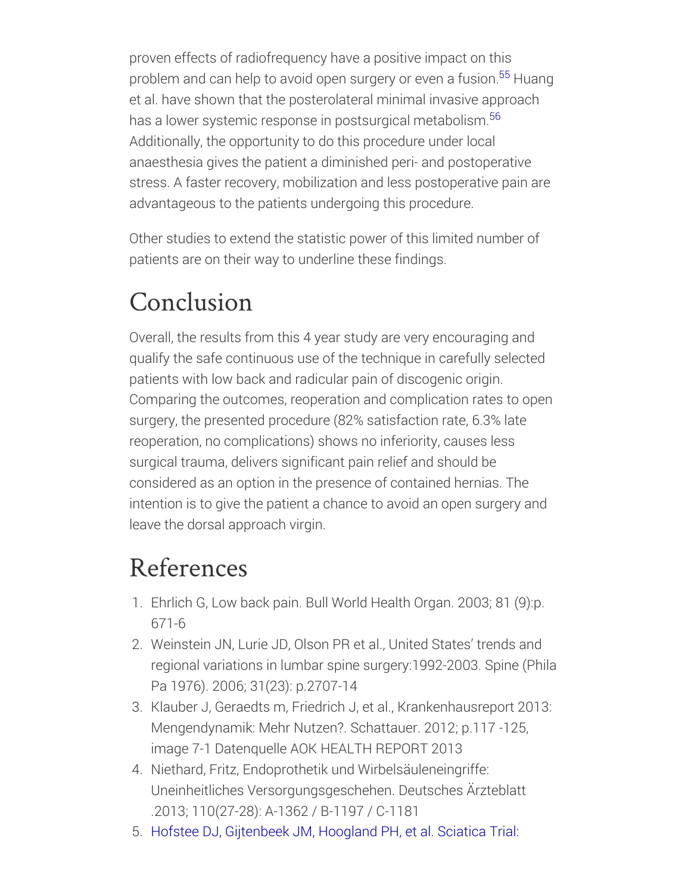proven effects of radiofrequency have a positive impact on this problem and can help to avoid open surgery or even a fusion.[55] Huang et al. have shown that the posterolateral minimal invasive approach has a lower systemic response in postsurgical metabolism.[56] Additionally, the opportunity to do this procedure under local anaesthesia gives the patient a diminished peri- and postoperative stress. A faster recovery, mobilization and less postoperative pain are advantageous to the patients undergoing this procedure.

Other studies to extend the statistic power of this limited number of patients are on their way to underline these findings.

# Conclusion

Overall, the results from this 4 year study are very encouraging and qualify the safe continuous use of the technique in carefully selected patients with low back and radicular pain of discogenic origin. Comparing the outcomes, reoperation and complication rates to open surgery, the presented procedure (82% satisfaction rate, 6.3% late reoperation, no complications) shows no inferiority, causes less surgical trauma, delivers significant pain relief and should be considered as an option in the presence of contained hernias. The intention is to give the patient a chance to avoid an open surgery and leave the dorsal approach virgin.

# References

1. Ehrlich G, Low back pain. Bull World Health Organ. 2003; 81 (9):p. 671-6
2. Weinstein JN, Lurie JD, Olson PR et al., United States' trends and regional variations in lumbar spine surgery:1992-2003. Spine (Phila Pa 1976). 2006; 31(23): p.2707-14
3. Klauber J, Geraedts m, Friedrich J, et al., Krankenhausreport 2013: Mengendynamik: Mehr Nutzen?. Schattauer. 2012; p.117 -125, image 7-1 Datenquelle AOK HEALTH REPORT 2013
4. Niethard, Fritz, Endoprothetik und Wirbelsäuleneingriffe: Uneinheitliches Versorgungsgeschehen. Deutsches Ärzteblatt .2013; 110(27-28): A-1362 / B-1197 / C-1181
5. Hofstee DJ, Gijtenbeek JM, Hoogland PH, et al. Sciatica Trial: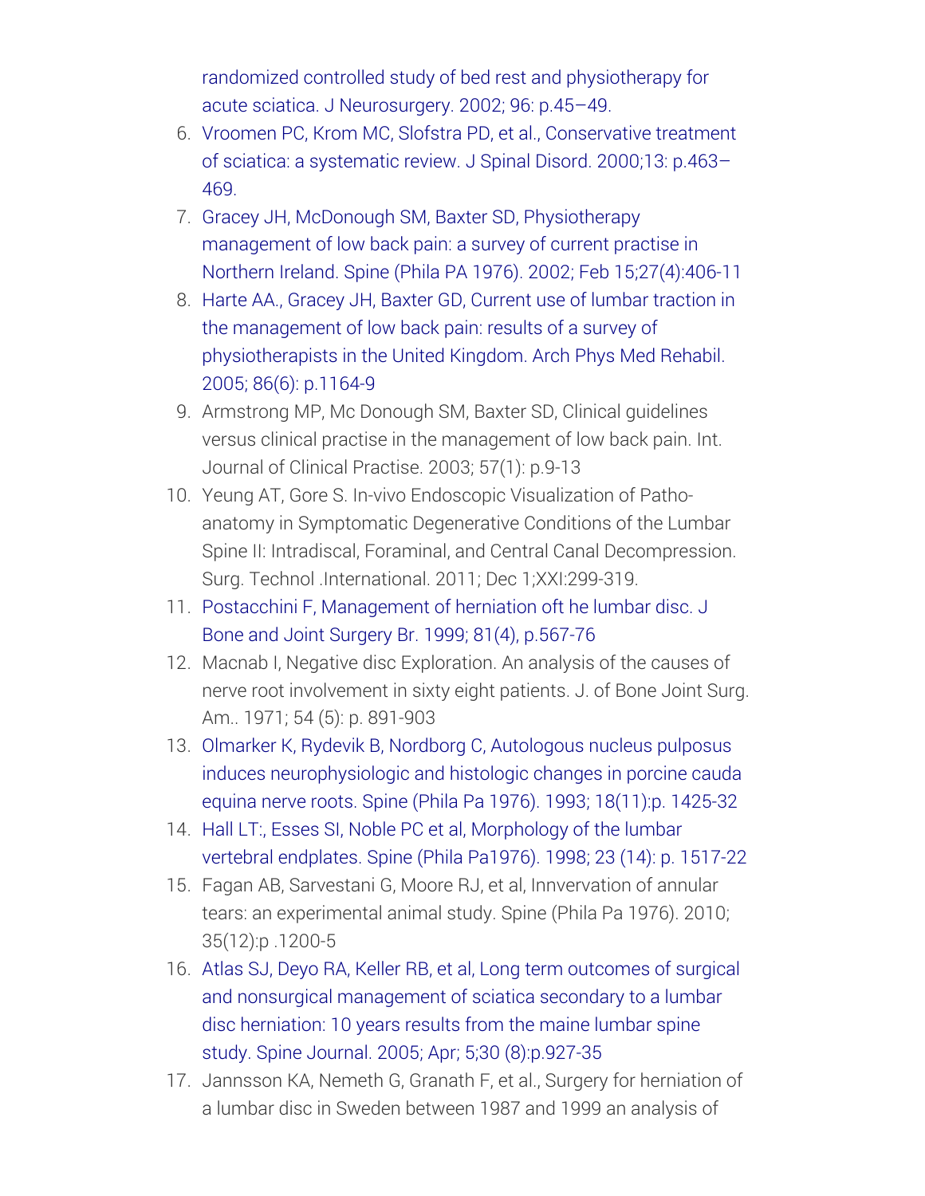randomized controlled study of bed rest and physiotherapy for acute sciatica. J Neurosurgery. 2002; 96: p.45–49.

6. Vroomen PC, Krom MC, Slofstra PD, et al., Conservative treatment of sciatica: a systematic review. J Spinal Disord. 2000;13: p.463–469.
7. Gracey JH, McDonough SM, Baxter SD, Physiotherapy management of low back pain: a survey of current practise in Northern Ireland. Spine (Phila PA 1976). 2002; Feb 15;27(4):406-11
8. Harte AA., Gracey JH, Baxter GD, Current use of lumbar traction in the management of low back pain: results of a survey of physiotherapists in the United Kingdom. Arch Phys Med Rehabil. 2005; 86(6): p.1164-9
9. Armstrong MP, Mc Donough SM, Baxter SD, Clinical guidelines versus clinical practise in the management of low back pain. Int. Journal of Clinical Practise. 2003; 57(1): p.9-13
10. Yeung AT, Gore S. In-vivo Endoscopic Visualization of Patho-anatomy in Symptomatic Degenerative Conditions of the Lumbar Spine II: Intradiscal, Foraminal, and Central Canal Decompression. Surg. Technol .International. 2011; Dec 1;XXI:299-319.
11. Postacchini F, Management of herniation oft he lumbar disc. J Bone and Joint Surgery Br. 1999; 81(4), p.567-76
12. Macnab I, Negative disc Exploration. An analysis of the causes of nerve root involvement in sixty eight patients. J. of Bone Joint Surg. Am.. 1971; 54 (5): p. 891-903
13. Olmarker K, Rydevik B, Nordborg C, Autologous nucleus pulposus induces neurophysiologic and histologic changes in porcine cauda equina nerve roots. Spine (Phila Pa 1976). 1993; 18(11):p. 1425-32
14. Hall LT:, Esses SI, Noble PC et al, Morphology of the lumbar vertebral endplates. Spine (Phila Pa1976). 1998; 23 (14): p. 1517-22
15. Fagan AB, Sarvestani G, Moore RJ, et al, Innvervation of annular tears: an experimental animal study. Spine (Phila Pa 1976). 2010; 35(12):p .1200-5
16. Atlas SJ, Deyo RA, Keller RB, et al, Long term outcomes of surgical and nonsurgical management of sciatica secondary to a lumbar disc herniation: 10 years results from the maine lumbar spine study. Spine Journal. 2005; Apr; 5;30 (8):p.927-35
17. Jannsson KA, Nemeth G, Granath F, et al., Surgery for herniation of a lumbar disc in Sweden between 1987 and 1999 an analysis of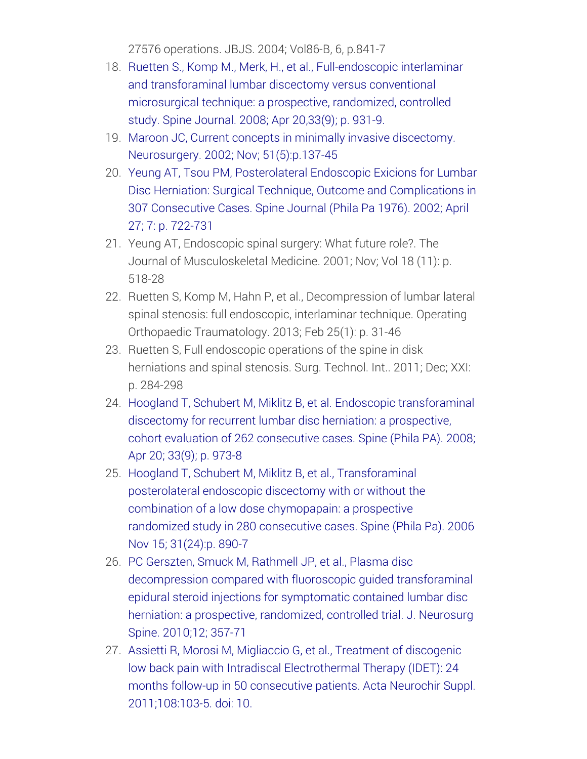27576 operations. JBJS. 2004; Vol86-B, 6, p.841-7

18. Ruetten S., Komp M., Merk, H., et al., Full-endoscopic interlaminar and transforaminal lumbar discectomy versus conventional microsurgical technique: a prospective, randomized, controlled study. Spine Journal. 2008; Apr 20,33(9); p. 931-9.
19. Maroon JC, Current concepts in minimally invasive discectomy. Neurosurgery. 2002; Nov; 51(5):p.137-45
20. Yeung AT, Tsou PM, Posterolateral Endoscopic Exicions for Lumbar Disc Herniation: Surgical Technique, Outcome and Complications in 307 Consecutive Cases. Spine Journal (Phila Pa 1976). 2002; April 27; 7: p. 722-731
21. Yeung AT, Endoscopic spinal surgery: What future role?. The Journal of Musculoskeletal Medicine. 2001; Nov; Vol 18 (11): p. 518-28
22. Ruetten S, Komp M, Hahn P, et al., Decompression of lumbar lateral spinal stenosis: full endoscopic, interlaminar technique. Operating Orthopaedic Traumatology. 2013; Feb 25(1): p. 31-46
23. Ruetten S, Full endoscopic operations of the spine in disk herniations and spinal stenosis. Surg. Technol. Int.. 2011; Dec; XXI: p. 284-298
24. Hoogland T, Schubert M, Miklitz B, et al. Endoscopic transforaminal discectomy for recurrent lumbar disc herniation: a prospective, cohort evaluation of 262 consecutive cases. Spine (Phila PA). 2008; Apr 20; 33(9); p. 973-8
25. Hoogland T, Schubert M, Miklitz B, et al., Transforaminal posterolateral endoscopic discectomy with or without the combination of a low dose chymopapain: a prospective randomized study in 280 consecutive cases. Spine (Phila Pa). 2006 Nov 15; 31(24):p. 890-7
26. PC Gerszten, Smuck M, Rathmell JP, et al., Plasma disc decompression compared with fluoroscopic guided transforaminal epidural steroid injections for symptomatic contained lumbar disc herniation: a prospective, randomized, controlled trial. J. Neurosurg Spine. 2010;12; 357-71
27. Assietti R, Morosi M, Migliaccio G, et al., Treatment of discogenic low back pain with Intradiscal Electrothermal Therapy (IDET): 24 months follow-up in 50 consecutive patients. Acta Neurochir Suppl. 2011;108:103-5. doi: 10.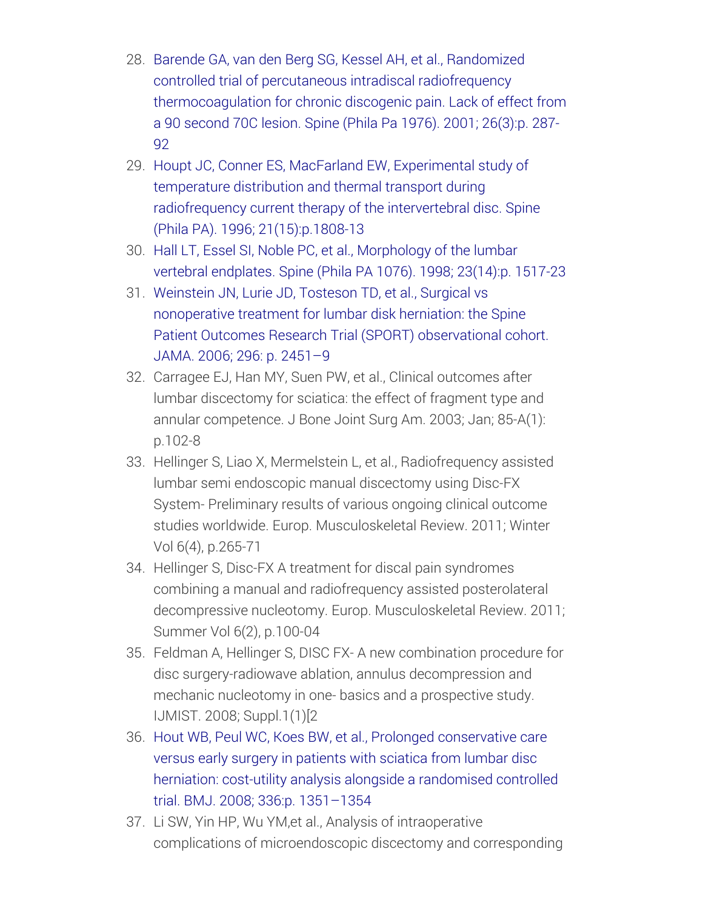28. Barende GA, van den Berg SG, Kessel AH, et al., Randomized controlled trial of percutaneous intradiscal radiofrequency thermocoagulation for chronic discogenic pain. Lack of effect from a 90 second 70C lesion. Spine (Phila Pa 1976). 2001; 26(3):p. 287-92
29. Houpt JC, Conner ES, MacFarland EW, Experimental study of temperature distribution and thermal transport during radiofrequency current therapy of the intervertebral disc. Spine (Phila PA). 1996; 21(15):p.1808-13
30. Hall LT, Essel SI, Noble PC, et al., Morphology of the lumbar vertebral endplates. Spine (Phila PA 1076). 1998; 23(14):p. 1517-23
31. Weinstein JN, Lurie JD, Tosteson TD, et al., Surgical vs nonoperative treatment for lumbar disk herniation: the Spine Patient Outcomes Research Trial (SPORT) observational cohort. JAMA. 2006; 296: p. 2451–9
32. Carragee EJ, Han MY, Suen PW, et al., Clinical outcomes after lumbar discectomy for sciatica: the effect of fragment type and annular competence. J Bone Joint Surg Am. 2003; Jan; 85-A(1): p.102-8
33. Hellinger S, Liao X, Mermelstein L, et al., Radiofrequency assisted lumbar semi endoscopic manual discectomy using Disc-FX System- Preliminary results of various ongoing clinical outcome studies worldwide. Europ. Musculoskeletal Review. 2011; Winter Vol 6(4), p.265-71
34. Hellinger S, Disc-FX A treatment for discal pain syndromes combining a manual and radiofrequency assisted posterolateral decompressive nucleotomy. Europ. Musculoskeletal Review. 2011; Summer Vol 6(2), p.100-04
35. Feldman A, Hellinger S, DISC FX- A new combination procedure for disc surgery-radiowave ablation, annulus decompression and mechanic nucleotomy in one- basics and a prospective study. IJMIST. 2008; Suppl.1(1)[2
36. Hout WB, Peul WC, Koes BW, et al., Prolonged conservative care versus early surgery in patients with sciatica from lumbar disc herniation: cost-utility analysis alongside a randomised controlled trial. BMJ. 2008; 336:p. 1351–1354
37. Li SW, Yin HP, Wu YM,et al., Analysis of intraoperative complications of microendoscopic discectomy and corresponding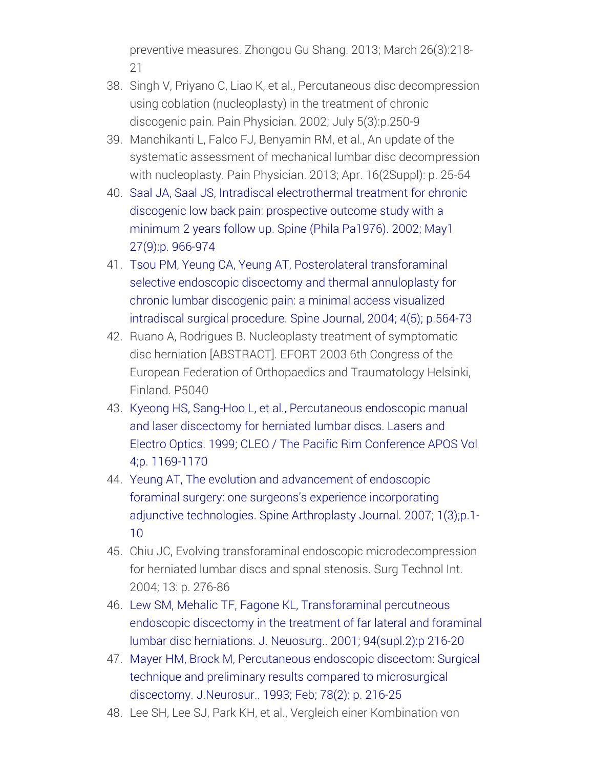preventive measures. Zhongou Gu Shang. 2013; March 26(3):218-21

38. Singh V, Priyano C, Liao K, et al., Percutaneous disc decompression using coblation (nucleoplasty) in the treatment of chronic discogenic pain. Pain Physician. 2002; July 5(3):p.250-9
39. Manchikanti L, Falco FJ, Benyamin RM, et al., An update of the systematic assessment of mechanical lumbar disc decompression with nucleoplasty. Pain Physician. 2013; Apr. 16(2Suppl): p. 25-54
40. Saal JA, Saal JS, Intradiscal electrothermal treatment for chronic discogenic low back pain: prospective outcome study with a minimum 2 years follow up. Spine (Phila Pa1976). 2002; May1 27(9):p. 966-974
41. Tsou PM, Yeung CA, Yeung AT, Posterolateral transforaminal selective endoscopic discectomy and thermal annuloplasty for chronic lumbar discogenic pain: a minimal access visualized intradiscal surgical procedure. Spine Journal, 2004; 4(5); p.564-73
42. Ruano A, Rodrigues B. Nucleoplasty treatment of symptomatic disc herniation [ABSTRACT]. EFORT 2003 6th Congress of the European Federation of Orthopaedics and Traumatology Helsinki, Finland. P5040
43. Kyeong HS, Sang-Hoo L, et al., Percutaneous endoscopic manual and laser discectomy for herniated lumbar discs. Lasers and Electro Optics. 1999; CLEO / The Pacific Rim Conference APOS Vol 4;p. 1169-1170
44. Yeung AT, The evolution and advancement of endoscopic foraminal surgery: one surgeons's experience incorporating adjunctive technologies. Spine Arthroplasty Journal. 2007; 1(3);p.1-10
45. Chiu JC, Evolving transforaminal endoscopic microdecompression for herniated lumbar discs and spnal stenosis. Surg Technol Int. 2004; 13: p. 276-86
46. Lew SM, Mehalic TF, Fagone KL, Transforaminal percutneous endoscopic discectomy in the treatment of far lateral and foraminal lumbar disc herniations. J. Neuosurg.. 2001; 94(supl.2):p 216-20
47. Mayer HM, Brock M, Percutaneous endoscopic discectom: Surgical technique and preliminary results compared to microsurgical discectomy. J.Neurosur.. 1993; Feb; 78(2): p. 216-25
48. Lee SH, Lee SJ, Park KH, et al., Vergleich einer Kombination von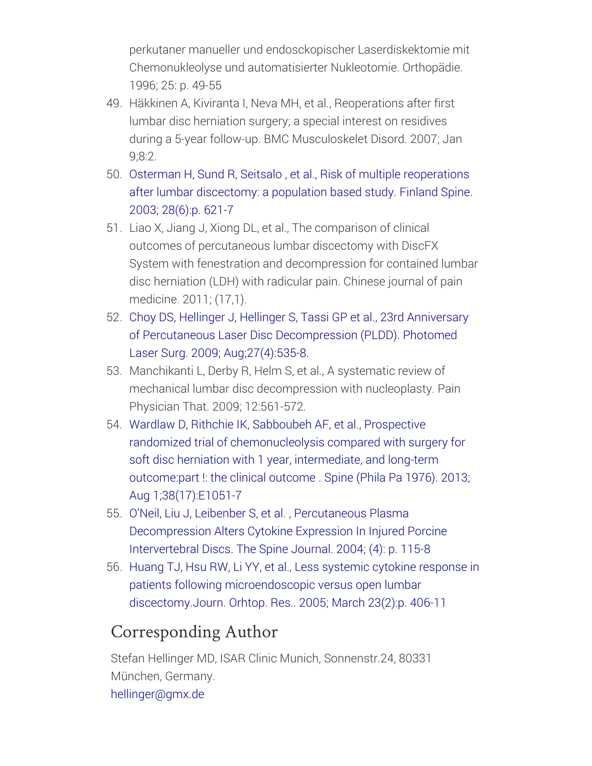perkutaner manueller und endosckopischer Laserdiskektomie mit Chemonukleolyse und automatisierter Nukleotomie. Orthopädie. 1996; 25: p. 49-55

49. Häkkinen A, Kiviranta I, Neva MH, et al., Reoperations after first lumbar disc herniation surgery; a special interest on residives during a 5-year follow-up. BMC Musculoskelet Disord. 2007; Jan 9;8:2.
50. Osterman H, Sund R, Seitsalo , et al., Risk of multiple reoperations after lumbar discectomy: a population based study. Finland Spine. 2003; 28(6):p. 621-7
51. Liao X, Jiang J, Xiong DL, et al., The comparison of clinical outcomes of percutaneous lumbar discectomy with DiscFX System with fenestration and decompression for contained lumbar disc herniation (LDH) with radicular pain. Chinese journal of pain medicine. 2011; (17,1).
52. Choy DS, Hellinger J, Hellinger S, Tassi GP et al., 23rd Anniversary of Percutaneous Laser Disc Decompression (PLDD). Photomed Laser Surg. 2009; Aug;27(4):535-8.
53. Manchikanti L, Derby R, Helm S, et al., A systematic review of mechanical lumbar disc decompression with nucleoplasty. Pain Physician That. 2009; 12:561-572.
54. Wardlaw D, Rithchie IK, Sabboubeh AF, et al., Prospective randomized trial of chemonucleolysis compared with surgery for soft disc herniation with 1 year, intermediate, and long-term outcome:part !: the clinical outcome . Spine (Phila Pa 1976). 2013; Aug 1;38(17):E1051-7
55. O'Neil, Liu J, Leibenber S, et al. , Percutaneous Plasma Decompression Alters Cytokine Expression In Injured Porcine Intervertebral Discs. The Spine Journal. 2004; (4): p. 115-8
56. Huang TJ, Hsu RW, Li YY, et al., Less systemic cytokine response in patients following microendoscopic versus open lumbar discectomy.Journ. Orhtop. Res.. 2005; March 23(2):p. 406-11

## Corresponding Author

Stefan Hellinger MD, ISAR Clinic Munich, Sonnenstr.24, 80331 München, Germany.
hellinger@gmx.de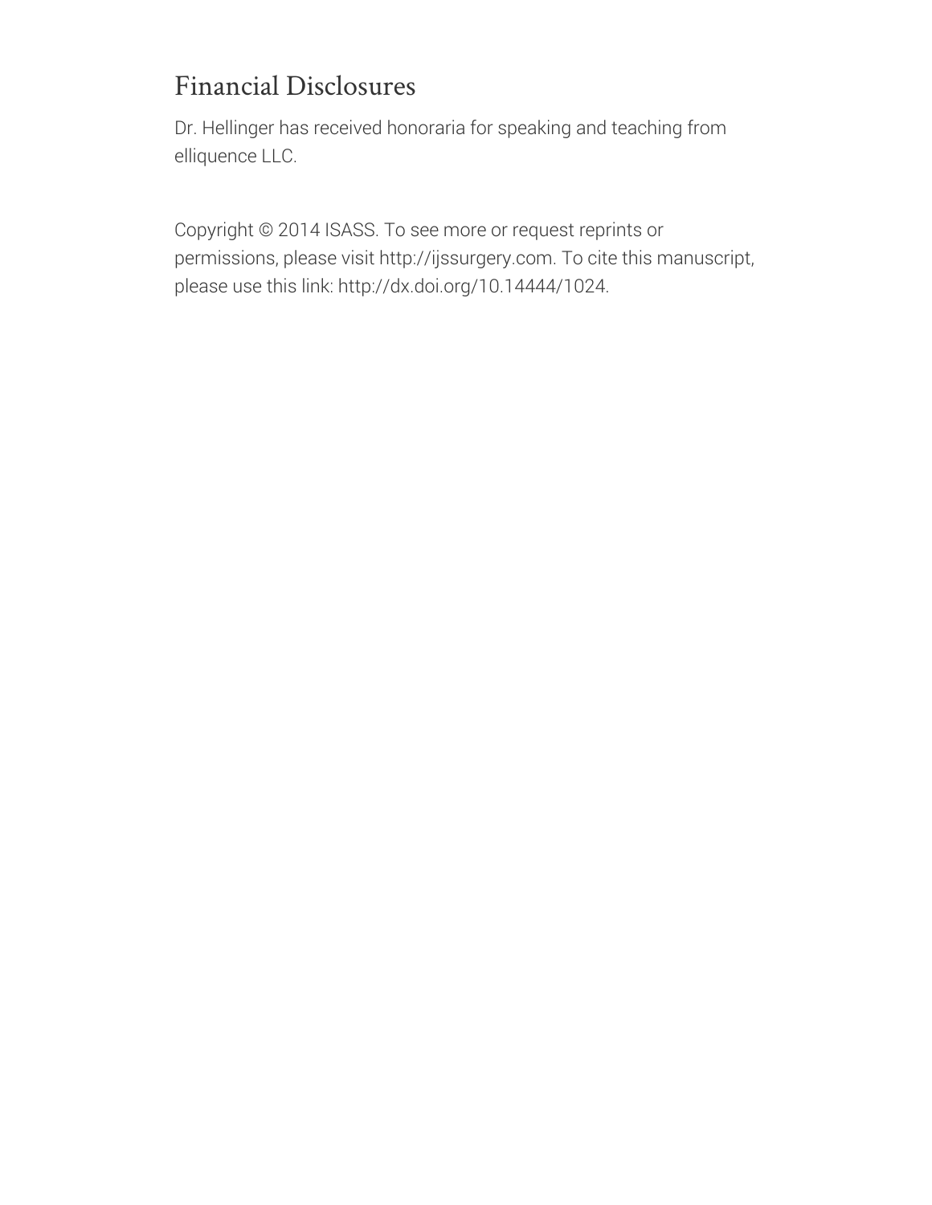## Financial Disclosures

Dr. Hellinger has received honoraria for speaking and teaching from elliquence LLC.

Copyright © 2014 ISASS. To see more or request reprints or permissions, please visit http://ijssurgery.com. To cite this manuscript, please use this link: http://dx.doi.org/10.14444/1024.